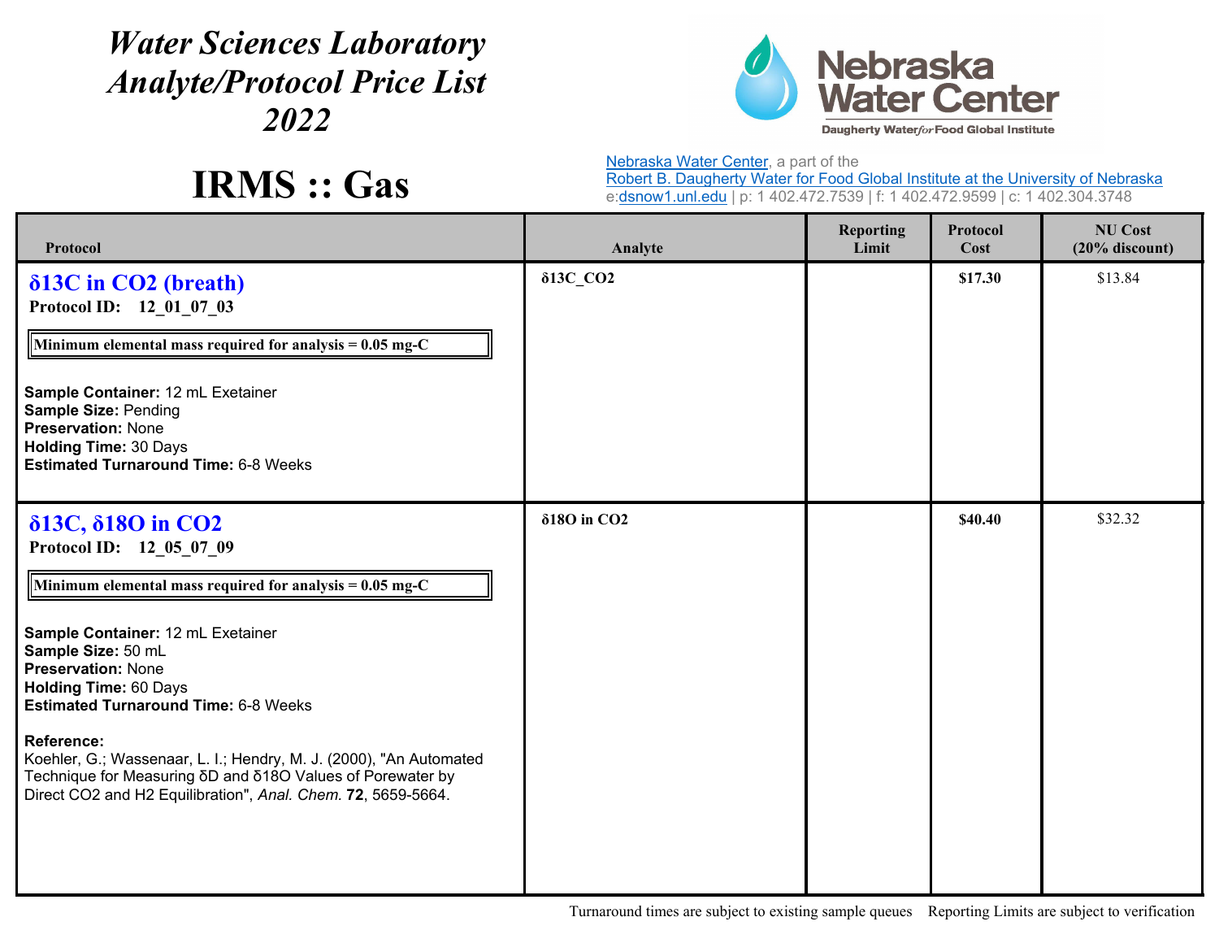# *Water Sciences Laboratory Analyte/Protocol Price List 2022*

# IRMS :: Gas

[Nebraska Water Center](#), a part of the
[Robert B. Daugherty Water for Food Global Institute at the University of Nebraska](#)
e:dsnow1.unl.edu | p: 1 402.472.7539 | f: 1 402.472.9599 | c: 1 402.304.3748

| Protocol | Analyte | Reporting Limit | Protocol Cost | NU Cost (20% discount) |
|---|---|---|---|---|
| **δ13C in $CO_2$ (breath)**<br>**Protocol ID: 12_01_07_03**<br>**Minimum elemental mass required for analysis = 0.05 mg-C**<br>**Sample Container:** 12 mL Exetainer<br>**Sample Size:** Pending<br>**Preservation:** None<br>**Holding Time:** 30 Days<br>**Estimated Turnaround Time:** 6-8 Weeks | **δ13C_CO2** | | **$17.30** | $13.84 |
| **δ13C, δ18O in $CO_2$**<br>**Protocol ID: 12_05_07_09**<br>**Minimum elemental mass required for analysis = 0.05 mg-C**<br>**Sample Container:** 12 mL Exetainer<br>**Sample Size:** 50 mL<br>**Preservation:** None<br>**Holding Time:** 60 Days<br>**Estimated Turnaround Time:** 6-8 Weeks<br>**Reference:**<br>Koehler, G.; Wassenaar, L. I.; Hendry, M. J. (2000), "An Automated Technique for Measuring δD and δ18O Values of Porewater by Direct CO2 and H2 Equilibration", *Anal. Chem.* **72**, 5659-5664. | **δ18O in CO2** | | **$40.40** | $32.32 |

Turnaround times are subject to existing sample queues    Reporting Limits are subject to verification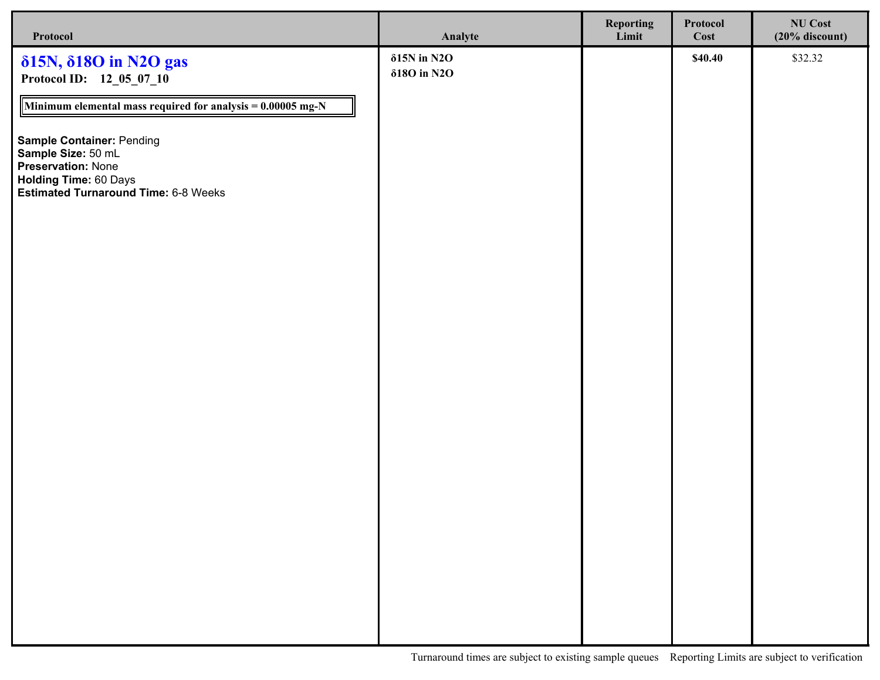| Protocol | Analyte | Reporting Limit | Protocol Cost | NU Cost (20% discount) |
| --- | --- | --- | --- | --- |
| **δ15N, δ18O in $N_2O$ gas**<br>**Protocol ID: 12_05_07_10**<br>**Minimum elemental mass required for analysis = 0.00005 mg-N**<br>**Sample Container:** Pending<br>**Sample Size:** 50 mL<br>**Preservation:** None<br>**Holding Time:** 60 Days<br>**Estimated Turnaround Time:** 6-8 Weeks | **δ15N in $N_2O$**<br>**δ18O in $N_2O$** | | **$40.40** | $32.32 |

Turnaround times are subject to existing sample queues    Reporting Limits are subject to verification